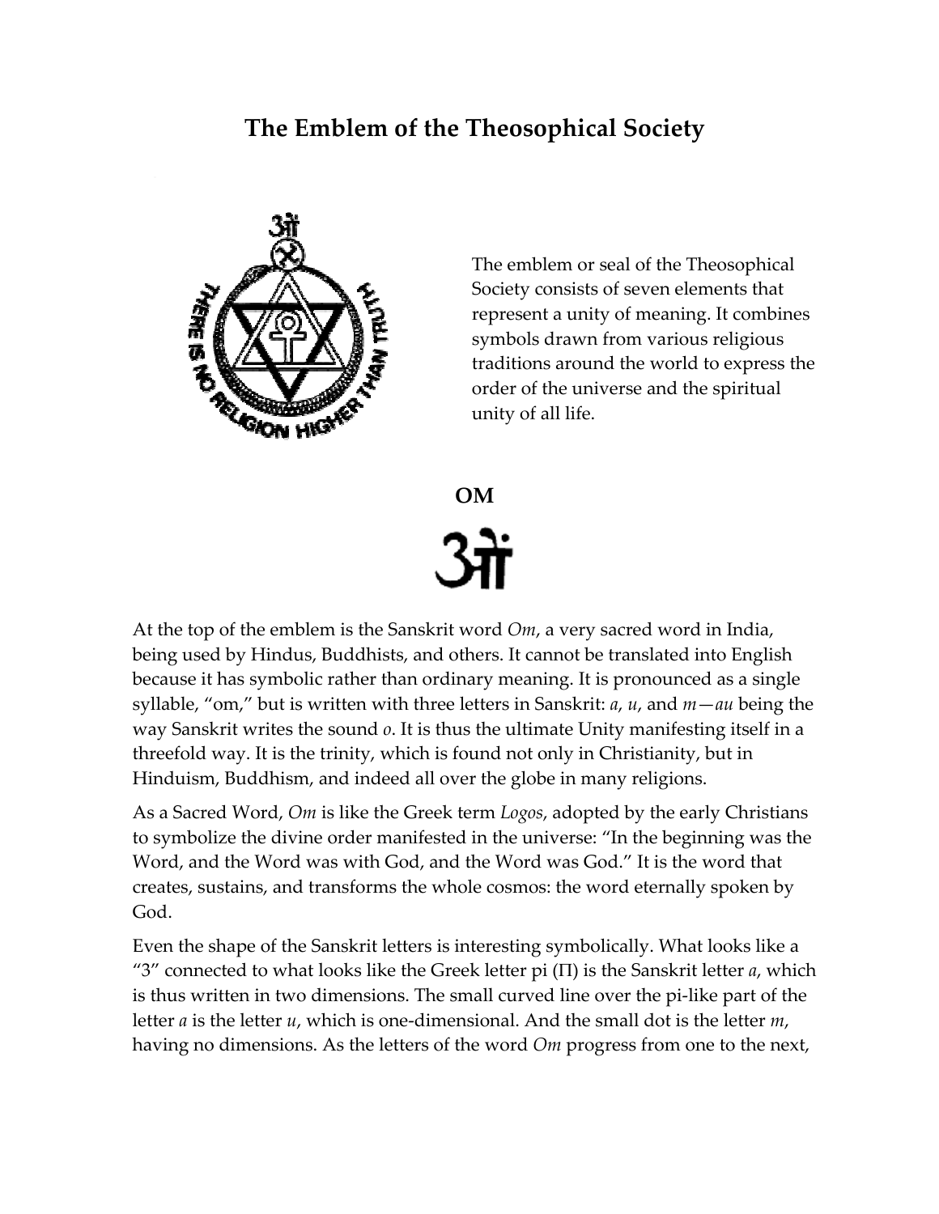# The Emblem of the Theosophical Society

The emblem or seal of the Theosophical Society consists of seven elements that represent a unity of meaning. It combines symbols drawn from various religious traditions around the world to express the order of the universe and the spiritual unity of all life.

## OM

ओं

At the top of the emblem is the Sanskrit word *Om*, a very sacred word in India, being used by Hindus, Buddhists, and others. It cannot be translated into English because it has symbolic rather than ordinary meaning. It is pronounced as a single syllable, "om," but is written with three letters in Sanskrit: *a*, *u*, and *m*—*au* being the way Sanskrit writes the sound *o*. It is thus the ultimate Unity manifesting itself in a threefold way. It is the trinity, which is found not only in Christianity, but in Hinduism, Buddhism, and indeed all over the globe in many religions.

As a Sacred Word, *Om* is like the Greek term *Logos*, adopted by the early Christians to symbolize the divine order manifested in the universe: "In the beginning was the Word, and the Word was with God, and the Word was God." It is the word that creates, sustains, and transforms the whole cosmos: the word eternally spoken by God.

Even the shape of the Sanskrit letters is interesting symbolically. What looks like a "3" connected to what looks like the Greek letter pi (Π) is the Sanskrit letter *a*, which is thus written in two dimensions. The small curved line over the pi-like part of the letter *a* is the letter *u*, which is one-dimensional. And the small dot is the letter *m*, having no dimensions. As the letters of the word *Om* progress from one to the next,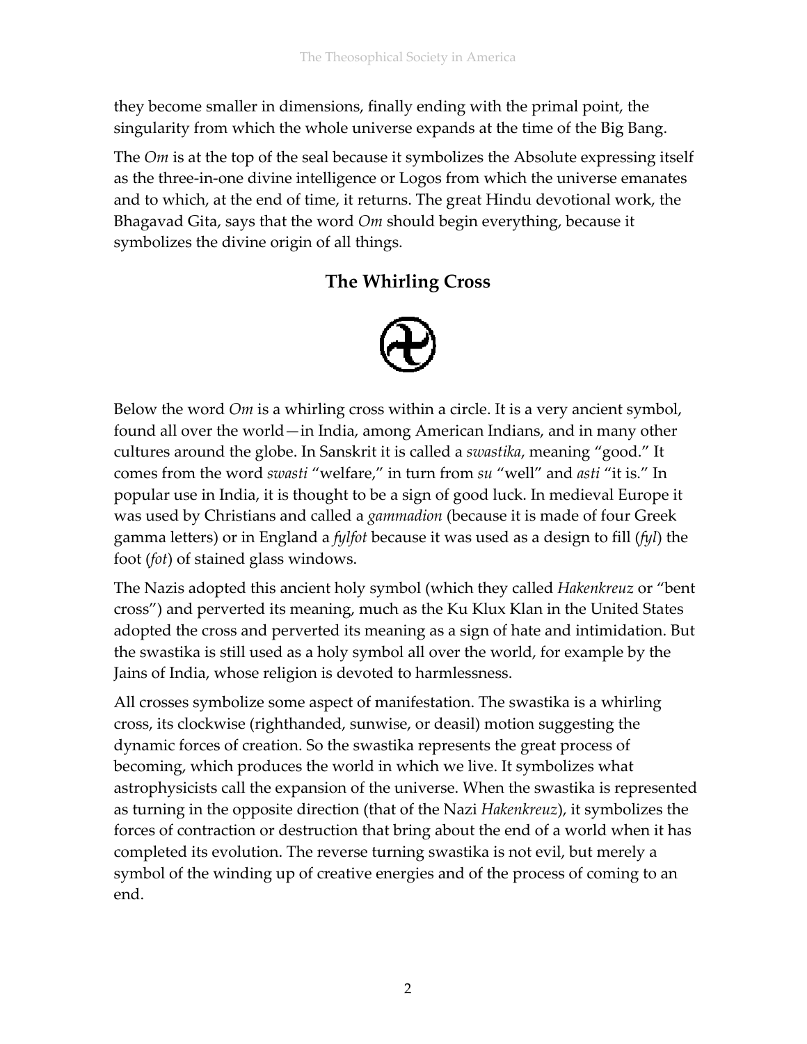they become smaller in dimensions, finally ending with the primal point, the singularity from which the whole universe expands at the time of the Big Bang.

The *Om* is at the top of the seal because it symbolizes the Absolute expressing itself as the three-in-one divine intelligence or Logos from which the universe emanates and to which, at the end of time, it returns. The great Hindu devotional work, the Bhagavad Gita, says that the word *Om* should begin everything, because it symbolizes the divine origin of all things.

## The Whirling Cross

Below the word *Om* is a whirling cross within a circle. It is a very ancient symbol, found all over the world—in India, among American Indians, and in many other cultures around the globe. In Sanskrit it is called a *swastika*, meaning "good." It comes from the word *swasti* "welfare," in turn from *su* "well" and *asti* "it is." In popular use in India, it is thought to be a sign of good luck. In medieval Europe it was used by Christians and called a *gammadion* (because it is made of four Greek gamma letters) or in England a *fylfot* because it was used as a design to fill (*fyl*) the foot (*fot*) of stained glass windows.

The Nazis adopted this ancient holy symbol (which they called *Hakenkreuz* or "bent cross") and perverted its meaning, much as the Ku Klux Klan in the United States adopted the cross and perverted its meaning as a sign of hate and intimidation. But the swastika is still used as a holy symbol all over the world, for example by the Jains of India, whose religion is devoted to harmlessness.

All crosses symbolize some aspect of manifestation. The swastika is a whirling cross, its clockwise (righthanded, sunwise, or deasil) motion suggesting the dynamic forces of creation. So the swastika represents the great process of becoming, which produces the world in which we live. It symbolizes what astrophysicists call the expansion of the universe. When the swastika is represented as turning in the opposite direction (that of the Nazi *Hakenkreuz*), it symbolizes the forces of contraction or destruction that bring about the end of a world when it has completed its evolution. The reverse turning swastika is not evil, but merely a symbol of the winding up of creative energies and of the process of coming to an end.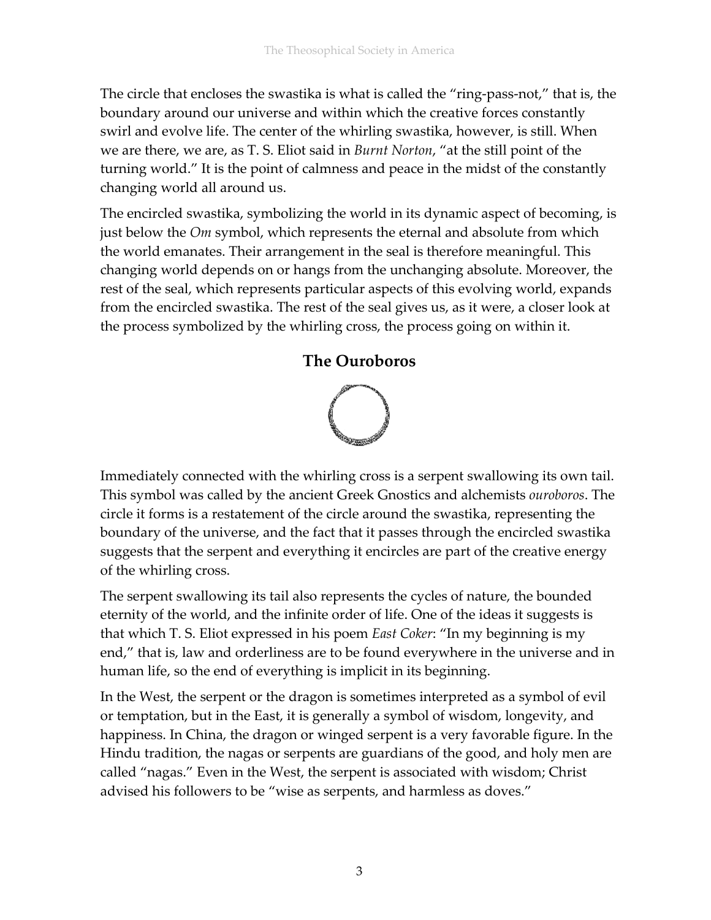The circle that encloses the swastika is what is called the "ring-pass-not," that is, the boundary around our universe and within which the creative forces constantly swirl and evolve life. The center of the whirling swastika, however, is still. When we are there, we are, as T. S. Eliot said in *Burnt Norton*, "at the still point of the turning world." It is the point of calmness and peace in the midst of the constantly changing world all around us.

The encircled swastika, symbolizing the world in its dynamic aspect of becoming, is just below the *Om* symbol, which represents the eternal and absolute from which the world emanates. Their arrangement in the seal is therefore meaningful. This changing world depends on or hangs from the unchanging absolute. Moreover, the rest of the seal, which represents particular aspects of this evolving world, expands from the encircled swastika. The rest of the seal gives us, as it were, a closer look at the process symbolized by the whirling cross, the process going on within it.

## The Ouroboros

Immediately connected with the whirling cross is a serpent swallowing its own tail. This symbol was called by the ancient Greek Gnostics and alchemists *ouroboros*. The circle it forms is a restatement of the circle around the swastika, representing the boundary of the universe, and the fact that it passes through the encircled swastika suggests that the serpent and everything it encircles are part of the creative energy of the whirling cross.

The serpent swallowing its tail also represents the cycles of nature, the bounded eternity of the world, and the infinite order of life. One of the ideas it suggests is that which T. S. Eliot expressed in his poem *East Coker*: "In my beginning is my end," that is, law and orderliness are to be found everywhere in the universe and in human life, so the end of everything is implicit in its beginning.

In the West, the serpent or the dragon is sometimes interpreted as a symbol of evil or temptation, but in the East, it is generally a symbol of wisdom, longevity, and happiness. In China, the dragon or winged serpent is a very favorable figure. In the Hindu tradition, the nagas or serpents are guardians of the good, and holy men are called "nagas." Even in the West, the serpent is associated with wisdom; Christ advised his followers to be "wise as serpents, and harmless as doves."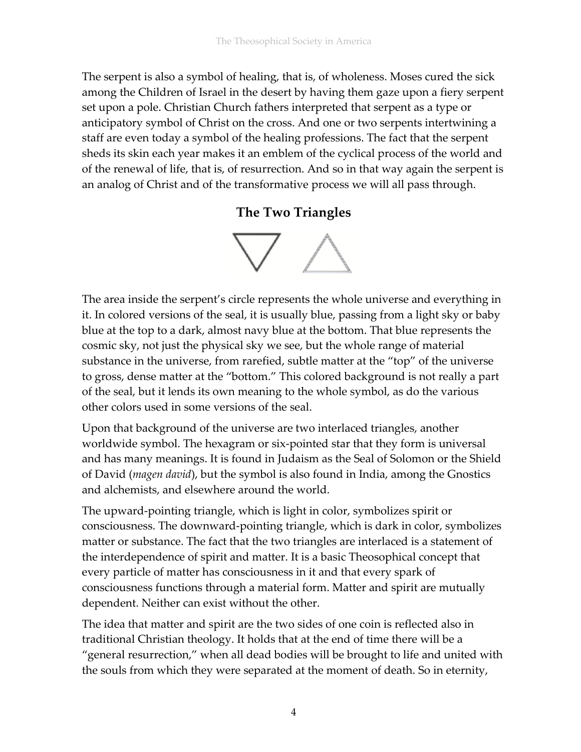The serpent is also a symbol of healing, that is, of wholeness. Moses cured the sick among the Children of Israel in the desert by having them gaze upon a fiery serpent set upon a pole. Christian Church fathers interpreted that serpent as a type or anticipatory symbol of Christ on the cross. And one or two serpents intertwining a staff are even today a symbol of the healing professions. The fact that the serpent sheds its skin each year makes it an emblem of the cyclical process of the world and of the renewal of life, that is, of resurrection. And so in that way again the serpent is an analog of Christ and of the transformative process we will all pass through.

## The Two Triangles

The area inside the serpent's circle represents the whole universe and everything in it. In colored versions of the seal, it is usually blue, passing from a light sky or baby blue at the top to a dark, almost navy blue at the bottom. That blue represents the cosmic sky, not just the physical sky we see, but the whole range of material substance in the universe, from rarefied, subtle matter at the "top" of the universe to gross, dense matter at the "bottom." This colored background is not really a part of the seal, but it lends its own meaning to the whole symbol, as do the various other colors used in some versions of the seal.

Upon that background of the universe are two interlaced triangles, another worldwide symbol. The hexagram or six-pointed star that they form is universal and has many meanings. It is found in Judaism as the Seal of Solomon or the Shield of David (*magen david*), but the symbol is also found in India, among the Gnostics and alchemists, and elsewhere around the world.

The upward-pointing triangle, which is light in color, symbolizes spirit or consciousness. The downward-pointing triangle, which is dark in color, symbolizes matter or substance. The fact that the two triangles are interlaced is a statement of the interdependence of spirit and matter. It is a basic Theosophical concept that every particle of matter has consciousness in it and that every spark of consciousness functions through a material form. Matter and spirit are mutually dependent. Neither can exist without the other.

The idea that matter and spirit are the two sides of one coin is reflected also in traditional Christian theology. It holds that at the end of time there will be a "general resurrection," when all dead bodies will be brought to life and united with the souls from which they were separated at the moment of death. So in eternity,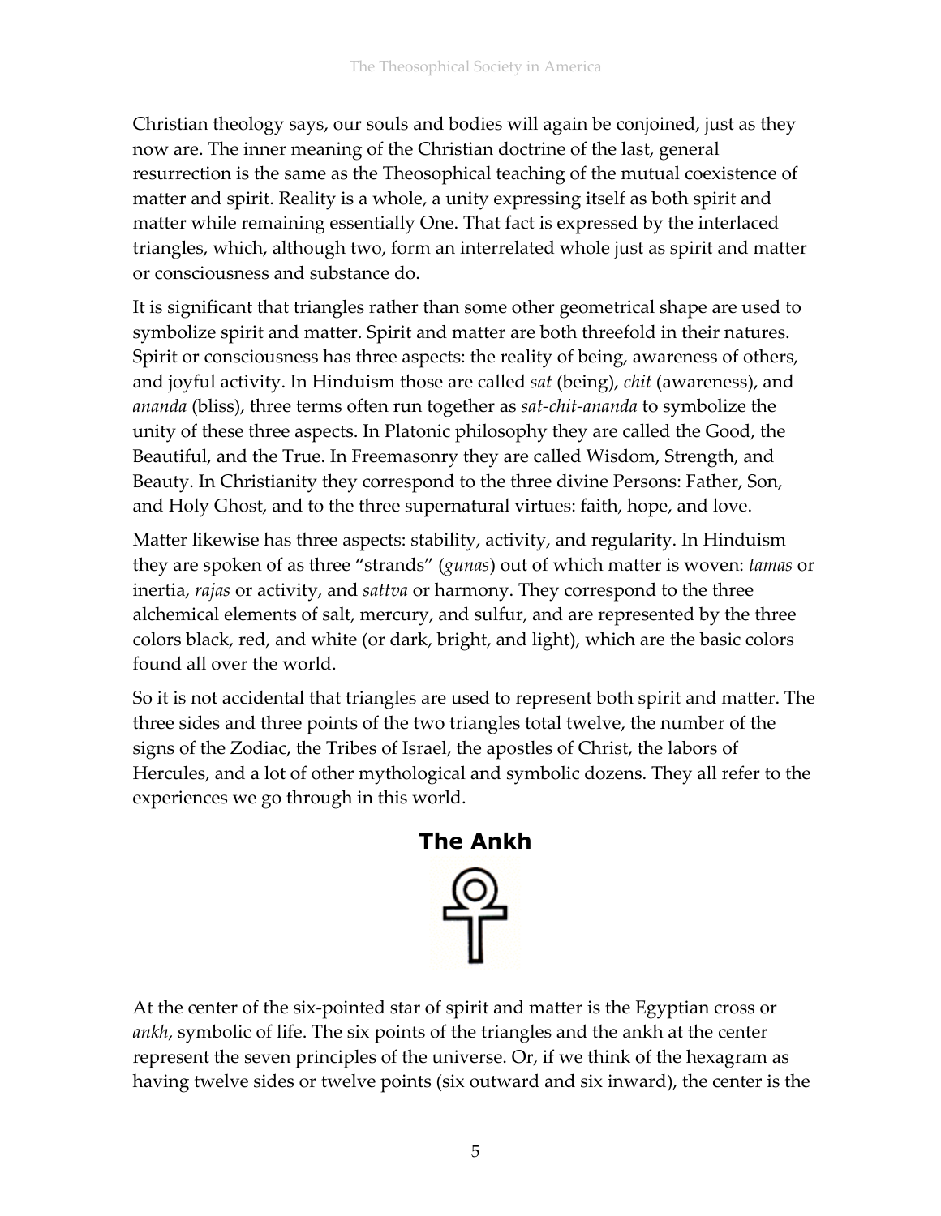Christian theology says, our souls and bodies will again be conjoined, just as they now are. The inner meaning of the Christian doctrine of the last, general resurrection is the same as the Theosophical teaching of the mutual coexistence of matter and spirit. Reality is a whole, a unity expressing itself as both spirit and matter while remaining essentially One. That fact is expressed by the interlaced triangles, which, although two, form an interrelated whole just as spirit and matter or consciousness and substance do.

It is significant that triangles rather than some other geometrical shape are used to symbolize spirit and matter. Spirit and matter are both threefold in their natures. Spirit or consciousness has three aspects: the reality of being, awareness of others, and joyful activity. In Hinduism those are called *sat* (being), *chit* (awareness), and *ananda* (bliss), three terms often run together as *sat-chit-ananda* to symbolize the unity of these three aspects. In Platonic philosophy they are called the Good, the Beautiful, and the True. In Freemasonry they are called Wisdom, Strength, and Beauty. In Christianity they correspond to the three divine Persons: Father, Son, and Holy Ghost, and to the three supernatural virtues: faith, hope, and love.

Matter likewise has three aspects: stability, activity, and regularity. In Hinduism they are spoken of as three "strands" (*gunas*) out of which matter is woven: *tamas* or inertia, *rajas* or activity, and *sattva* or harmony. They correspond to the three alchemical elements of salt, mercury, and sulfur, and are represented by the three colors black, red, and white (or dark, bright, and light), which are the basic colors found all over the world.

So it is not accidental that triangles are used to represent both spirit and matter. The three sides and three points of the two triangles total twelve, the number of the signs of the Zodiac, the Tribes of Israel, the apostles of Christ, the labors of Hercules, and a lot of other mythological and symbolic dozens. They all refer to the experiences we go through in this world.

## The Ankh

At the center of the six-pointed star of spirit and matter is the Egyptian cross or *ankh*, symbolic of life. The six points of the triangles and the ankh at the center represent the seven principles of the universe. Or, if we think of the hexagram as having twelve sides or twelve points (six outward and six inward), the center is the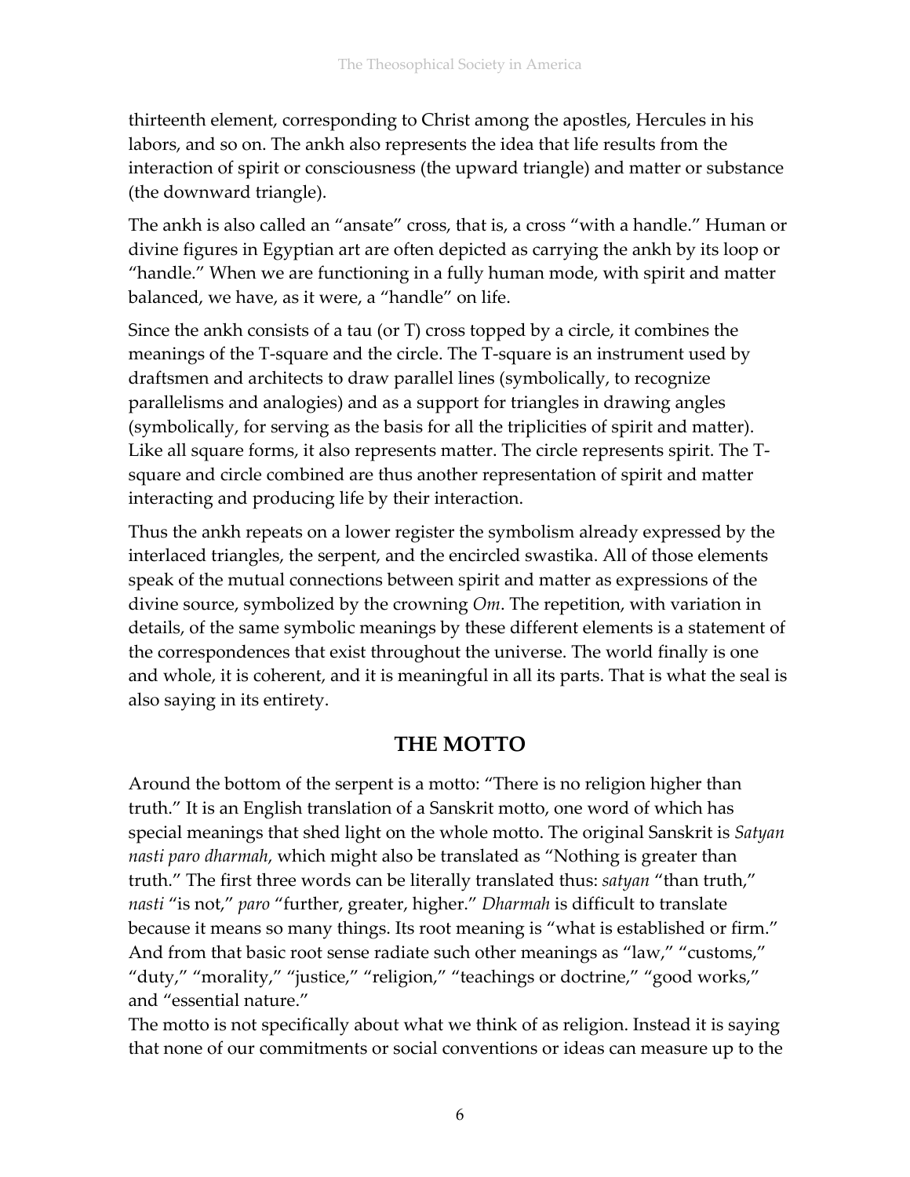thirteenth element, corresponding to Christ among the apostles, Hercules in his labors, and so on. The ankh also represents the idea that life results from the interaction of spirit or consciousness (the upward triangle) and matter or substance (the downward triangle).

The ankh is also called an "ansate" cross, that is, a cross "with a handle." Human or divine figures in Egyptian art are often depicted as carrying the ankh by its loop or "handle." When we are functioning in a fully human mode, with spirit and matter balanced, we have, as it were, a "handle" on life.

Since the ankh consists of a tau (or T) cross topped by a circle, it combines the meanings of the T-square and the circle. The T-square is an instrument used by draftsmen and architects to draw parallel lines (symbolically, to recognize parallelisms and analogies) and as a support for triangles in drawing angles (symbolically, for serving as the basis for all the triplicities of spirit and matter). Like all square forms, it also represents matter. The circle represents spirit. The T-square and circle combined are thus another representation of spirit and matter interacting and producing life by their interaction.

Thus the ankh repeats on a lower register the symbolism already expressed by the interlaced triangles, the serpent, and the encircled swastika. All of those elements speak of the mutual connections between spirit and matter as expressions of the divine source, symbolized by the crowning *Om*. The repetition, with variation in details, of the same symbolic meanings by these different elements is a statement of the correspondences that exist throughout the universe. The world finally is one and whole, it is coherent, and it is meaningful in all its parts. That is what the seal is also saying in its entirety.

## THE MOTTO

Around the bottom of the serpent is a motto: "There is no religion higher than truth." It is an English translation of a Sanskrit motto, one word of which has special meanings that shed light on the whole motto. The original Sanskrit is *Satyan nasti paro dharmah*, which might also be translated as "Nothing is greater than truth." The first three words can be literally translated thus: *satyan* "than truth," *nasti* "is not," *paro* "further, greater, higher." *Dharmah* is difficult to translate because it means so many things. Its root meaning is "what is established or firm." And from that basic root sense radiate such other meanings as "law," "customs," "duty," "morality," "justice," "religion," "teachings or doctrine," "good works," and "essential nature."

The motto is not specifically about what we think of as religion. Instead it is saying that none of our commitments or social conventions or ideas can measure up to the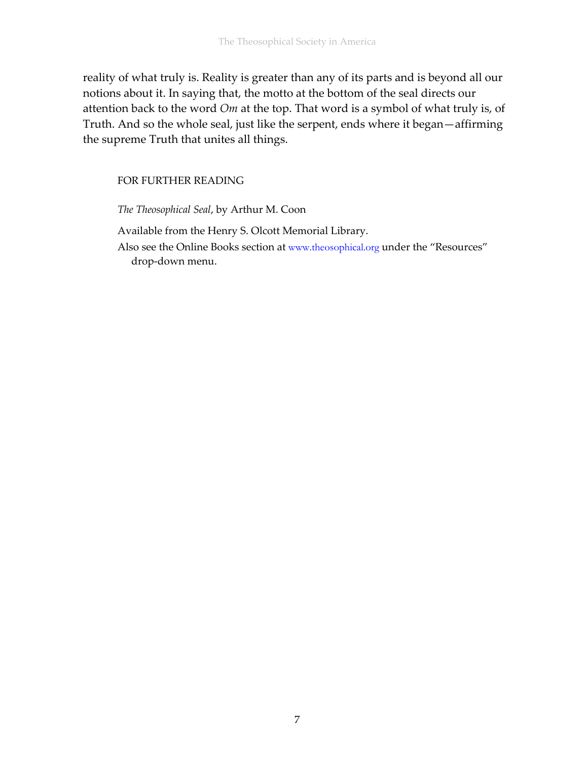reality of what truly is. Reality is greater than any of its parts and is beyond all our notions about it. In saying that, the motto at the bottom of the seal directs our attention back to the word *Om* at the top. That word is a symbol of what truly is, of Truth. And so the whole seal, just like the serpent, ends where it began—affirming the supreme Truth that unites all things.

## FOR FURTHER READING

*The Theosophical Seal*, by Arthur M. Coon

Available from the Henry S. Olcott Memorial Library.

Also see the Online Books section at www.theosophical.org under the "Resources" drop-down menu.